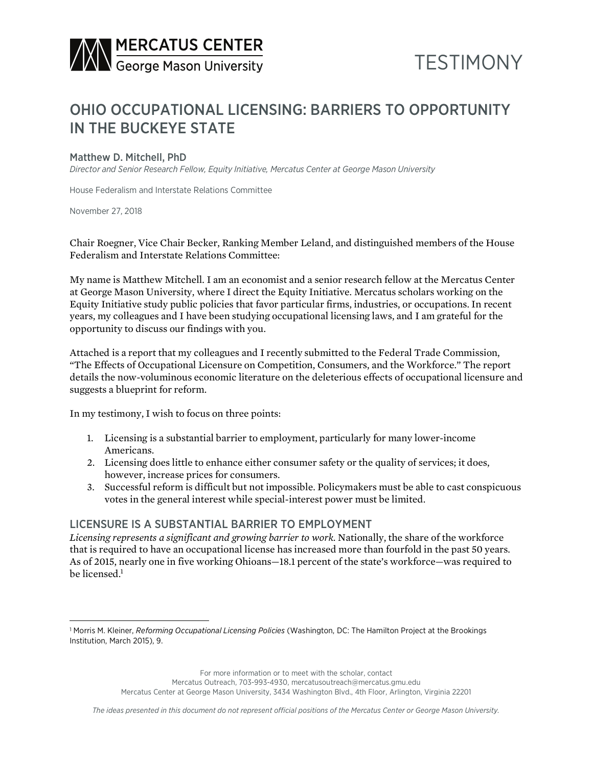MERCATUS CENTER
George Mason University

TESTIMONY

# OHIO OCCUPATIONAL LICENSING: BARRIERS TO OPPORTUNITY IN THE BUCKEYE STATE

Matthew D. Mitchell, PhD

*Director and Senior Research Fellow, Equity Initiative, Mercatus Center at George Mason University*

House Federalism and Interstate Relations Committee

November 27, 2018

Chair Roegner, Vice Chair Becker, Ranking Member Leland, and distinguished members of the House Federalism and Interstate Relations Committee:

My name is Matthew Mitchell. I am an economist and a senior research fellow at the Mercatus Center at George Mason University, where I direct the Equity Initiative. Mercatus scholars working on the Equity Initiative study public policies that favor particular firms, industries, or occupations. In recent years, my colleagues and I have been studying occupational licensing laws, and I am grateful for the opportunity to discuss our findings with you.

Attached is a report that my colleagues and I recently submitted to the Federal Trade Commission, "The Effects of Occupational Licensure on Competition, Consumers, and the Workforce." The report details the now-voluminous economic literature on the deleterious effects of occupational licensure and suggests a blueprint for reform.

In my testimony, I wish to focus on three points:

1. Licensing is a substantial barrier to employment, particularly for many lower-income Americans.
2. Licensing does little to enhance either consumer safety or the quality of services; it does, however, increase prices for consumers.
3. Successful reform is difficult but not impossible. Policymakers must be able to cast conspicuous votes in the general interest while special-interest power must be limited.

## LICENSURE IS A SUBSTANTIAL BARRIER TO EMPLOYMENT

*Licensing represents a significant and growing barrier to work.* Nationally, the share of the workforce that is required to have an occupational license has increased more than fourfold in the past 50 years. As of 2015, nearly one in five working Ohioans—18.1 percent of the state's workforce—was required to be licensed.[1]

[1] Morris M. Kleiner, *Reforming Occupational Licensing Policies* (Washington, DC: The Hamilton Project at the Brookings Institution, March 2015), 9.

For more information or to meet with the scholar, contact
Mercatus Outreach, 703-993-4930, mercatusoutreach@mercatus.gmu.edu
Mercatus Center at George Mason University, 3434 Washington Blvd., 4th Floor, Arlington, Virginia 22201

*The ideas presented in this document do not represent official positions of the Mercatus Center or George Mason University.*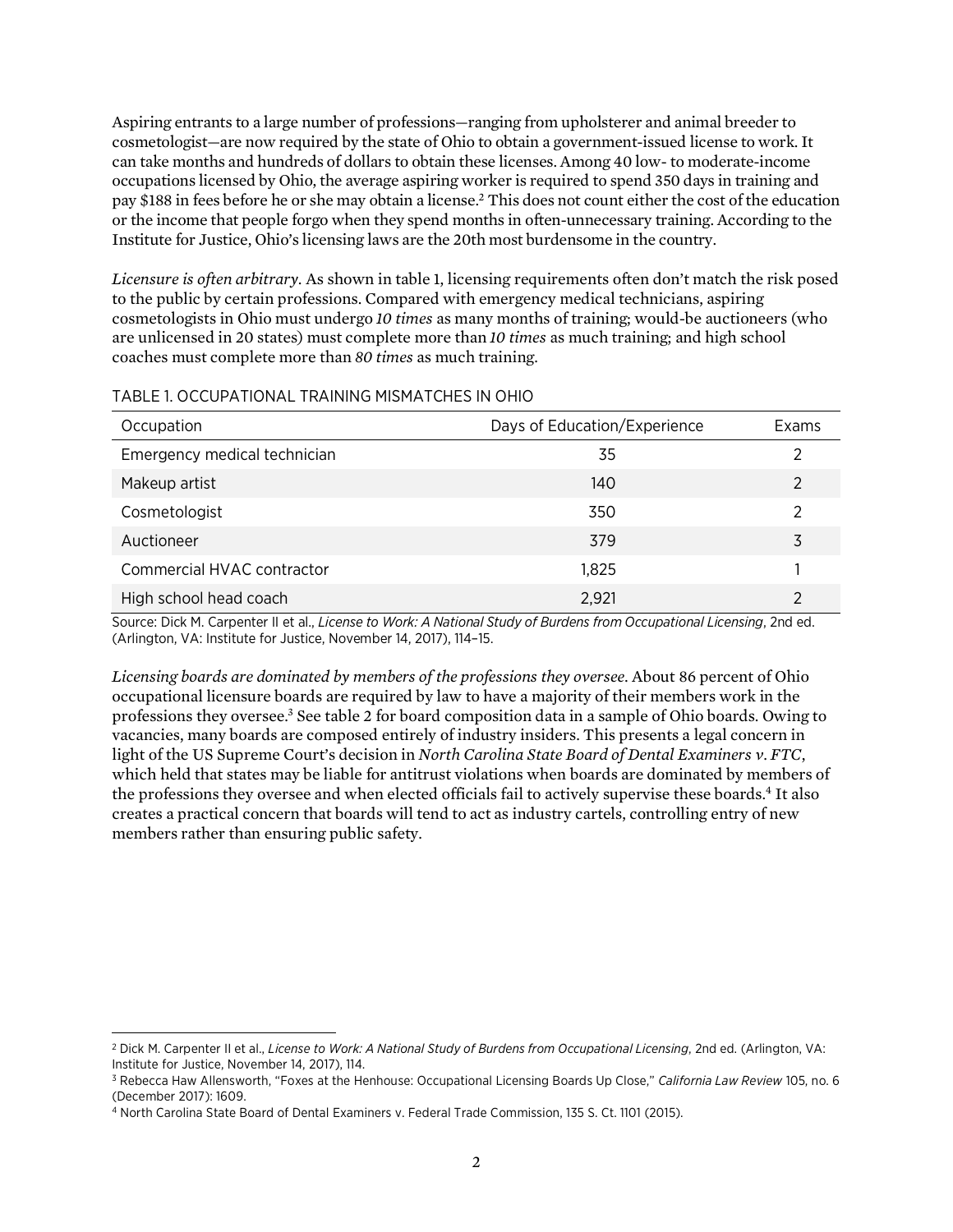Aspiring entrants to a large number of professions—ranging from upholsterer and animal breeder to cosmetologist—are now required by the state of Ohio to obtain a government-issued license to work. It can take months and hundreds of dollars to obtain these licenses. Among 40 low- to moderate-income occupations licensed by Ohio, the average aspiring worker is required to spend 350 days in training and pay $188 in fees before he or she may obtain a license.[2] This does not count either the cost of the education or the income that people forgo when they spend months in often-unnecessary training. According to the Institute for Justice, Ohio's licensing laws are the 20th most burdensome in the country.

*Licensure is often arbitrary.* As shown in table 1, licensing requirements often don't match the risk posed to the public by certain professions. Compared with emergency medical technicians, aspiring cosmetologists in Ohio must undergo *10 times* as many months of training; would-be auctioneers (who are unlicensed in 20 states) must complete more than *10 times* as much training; and high school coaches must complete more than *80 times* as much training.

TABLE 1. OCCUPATIONAL TRAINING MISMATCHES IN OHIO

| Occupation | Days of Education/Experience | Exams |
|---|---|---|
| Emergency medical technician | 35 | 2 |
| Makeup artist | 140 | 2 |
| Cosmetologist | 350 | 2 |
| Auctioneer | 379 | 3 |
| Commercial HVAC contractor | 1,825 | 1 |
| High school head coach | 2,921 | 2 |

Source: Dick M. Carpenter II et al., *License to Work: A National Study of Burdens from Occupational Licensing*, 2nd ed. (Arlington, VA: Institute for Justice, November 14, 2017), 114–15.

*Licensing boards are dominated by members of the professions they oversee.* About 86 percent of Ohio occupational licensure boards are required by law to have a majority of their members work in the professions they oversee.[3] See table 2 for board composition data in a sample of Ohio boards. Owing to vacancies, many boards are composed entirely of industry insiders. This presents a legal concern in light of the US Supreme Court's decision in *North Carolina State Board of Dental Examiners v. FTC*, which held that states may be liable for antitrust violations when boards are dominated by members of the professions they oversee and when elected officials fail to actively supervise these boards.[4] It also creates a practical concern that boards will tend to act as industry cartels, controlling entry of new members rather than ensuring public safety.

[2] Dick M. Carpenter II et al., *License to Work: A National Study of Burdens from Occupational Licensing*, 2nd ed. (Arlington, VA: Institute for Justice, November 14, 2017), 114.

[3] Rebecca Haw Allensworth, "Foxes at the Henhouse: Occupational Licensing Boards Up Close," *California Law Review* 105, no. 6 (December 2017): 1609.

[4] North Carolina State Board of Dental Examiners v. Federal Trade Commission, 135 S. Ct. 1101 (2015).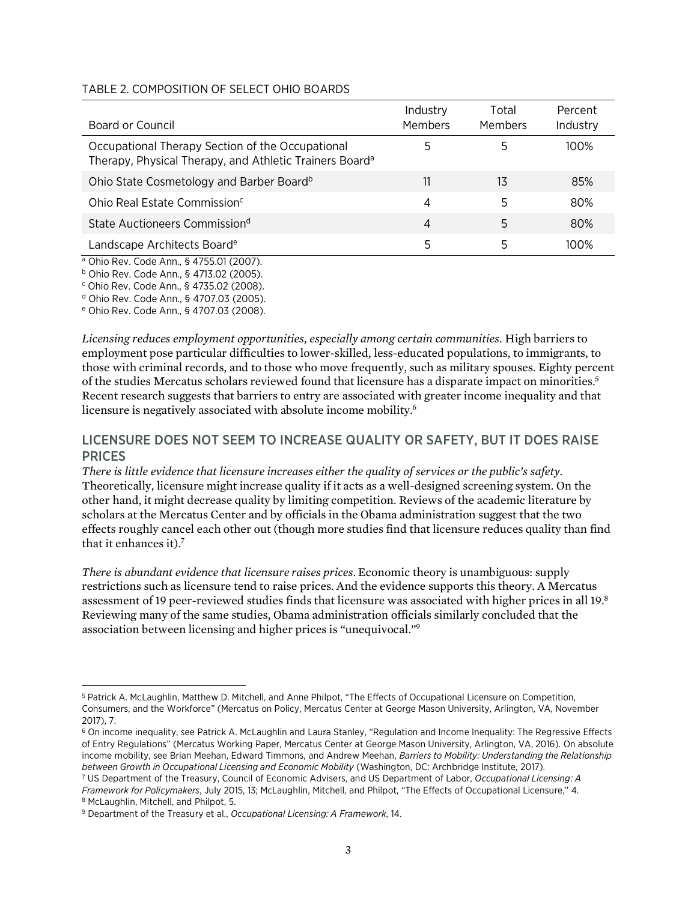TABLE 2. COMPOSITION OF SELECT OHIO BOARDS

| Board or Council | Industry Members | Total Members | Percent Industry |
|---|---|---|---|
| Occupational Therapy Section of the Occupational Therapy, Physical Therapy, and Athletic Trainers Board[a] | 5 | 5 | 100% |
| Ohio State Cosmetology and Barber Board[b] | 11 | 13 | 85% |
| Ohio Real Estate Commission[c] | 4 | 5 | 80% |
| State Auctioneers Commission[d] | 4 | 5 | 80% |
| Landscape Architects Board[e] | 5 | 5 | 100% |

[a] Ohio Rev. Code Ann., § 4755.01 (2007).
[b] Ohio Rev. Code Ann., § 4713.02 (2005).
[c] Ohio Rev. Code Ann., § 4735.02 (2008).
[d] Ohio Rev. Code Ann., § 4707.03 (2005).
[e] Ohio Rev. Code Ann., § 4707.03 (2008).

*Licensing reduces employment opportunities, especially among certain communities*. High barriers to employment pose particular difficulties to lower-skilled, less-educated populations, to immigrants, to those with criminal records, and to those who move frequently, such as military spouses. Eighty percent of the studies Mercatus scholars reviewed found that licensure has a disparate impact on minorities.[5] Recent research suggests that barriers to entry are associated with greater income inequality and that licensure is negatively associated with absolute income mobility.[6]

## LICENSURE DOES NOT SEEM TO INCREASE QUALITY OR SAFETY, BUT IT DOES RAISE PRICES

*There is little evidence that licensure increases either the quality of services or the public's safety*. Theoretically, licensure might increase quality if it acts as a well-designed screening system. On the other hand, it might decrease quality by limiting competition. Reviews of the academic literature by scholars at the Mercatus Center and by officials in the Obama administration suggest that the two effects roughly cancel each other out (though more studies find that licensure reduces quality than find that it enhances it).[7]

*There is abundant evidence that licensure raises prices*. Economic theory is unambiguous: supply restrictions such as licensure tend to raise prices. And the evidence supports this theory. A Mercatus assessment of 19 peer-reviewed studies finds that licensure was associated with higher prices in all 19.[8] Reviewing many of the same studies, Obama administration officials similarly concluded that the association between licensing and higher prices is "unequivocal."[9]

---

[5] Patrick A. McLaughlin, Matthew D. Mitchell, and Anne Philpot, "The Effects of Occupational Licensure on Competition, Consumers, and the Workforce" (Mercatus on Policy, Mercatus Center at George Mason University, Arlington, VA, November 2017), 7.

[6] On income inequality, see Patrick A. McLaughlin and Laura Stanley, "Regulation and Income Inequality: The Regressive Effects of Entry Regulations" (Mercatus Working Paper, Mercatus Center at George Mason University, Arlington, VA, 2016). On absolute income mobility, see Brian Meehan, Edward Timmons, and Andrew Meehan, *Barriers to Mobility: Understanding the Relationship between Growth in Occupational Licensing and Economic Mobility* (Washington, DC: Archbridge Institute, 2017).

[7] US Department of the Treasury, Council of Economic Advisers, and US Department of Labor, *Occupational Licensing: A Framework for Policymakers*, July 2015, 13; McLaughlin, Mitchell, and Philpot, "The Effects of Occupational Licensure," 4.

[8] McLaughlin, Mitchell, and Philpot, 5.

[9] Department of the Treasury et al., *Occupational Licensing: A Framework*, 14.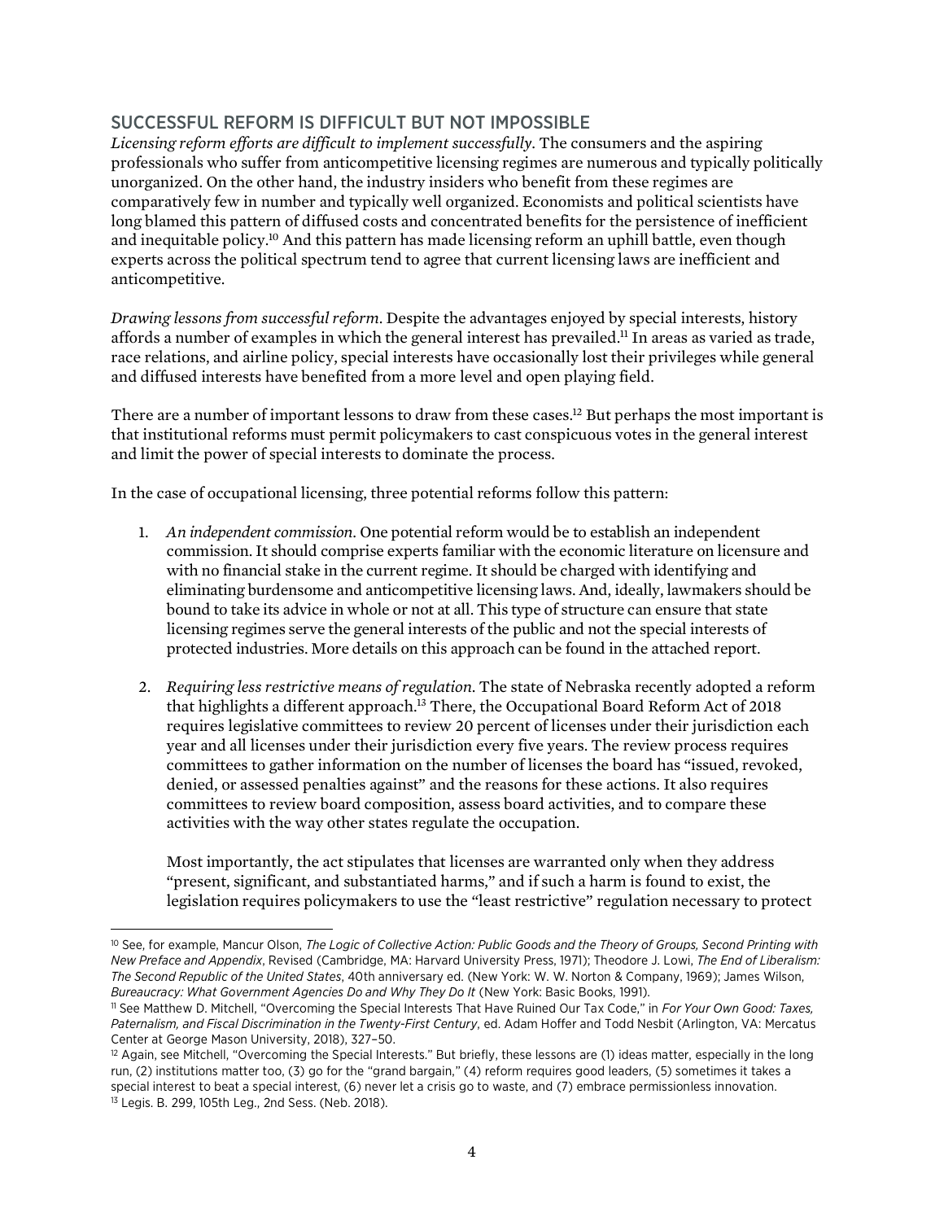## SUCCESSFUL REFORM IS DIFFICULT BUT NOT IMPOSSIBLE

*Licensing reform efforts are difficult to implement successfully*. The consumers and the aspiring professionals who suffer from anticompetitive licensing regimes are numerous and typically politically unorganized. On the other hand, the industry insiders who benefit from these regimes are comparatively few in number and typically well organized. Economists and political scientists have long blamed this pattern of diffused costs and concentrated benefits for the persistence of inefficient and inequitable policy.[10] And this pattern has made licensing reform an uphill battle, even though experts across the political spectrum tend to agree that current licensing laws are inefficient and anticompetitive.

*Drawing lessons from successful reform*. Despite the advantages enjoyed by special interests, history affords a number of examples in which the general interest has prevailed.[11] In areas as varied as trade, race relations, and airline policy, special interests have occasionally lost their privileges while general and diffused interests have benefited from a more level and open playing field.

There are a number of important lessons to draw from these cases.[12] But perhaps the most important is that institutional reforms must permit policymakers to cast conspicuous votes in the general interest and limit the power of special interests to dominate the process.

In the case of occupational licensing, three potential reforms follow this pattern:

1. *An independent commission*. One potential reform would be to establish an independent commission. It should comprise experts familiar with the economic literature on licensure and with no financial stake in the current regime. It should be charged with identifying and eliminating burdensome and anticompetitive licensing laws. And, ideally, lawmakers should be bound to take its advice in whole or not at all. This type of structure can ensure that state licensing regimes serve the general interests of the public and not the special interests of protected industries. More details on this approach can be found in the attached report.

2. *Requiring less restrictive means of regulation*. The state of Nebraska recently adopted a reform that highlights a different approach.[13] There, the Occupational Board Reform Act of 2018 requires legislative committees to review 20 percent of licenses under their jurisdiction each year and all licenses under their jurisdiction every five years. The review process requires committees to gather information on the number of licenses the board has "issued, revoked, denied, or assessed penalties against" and the reasons for these actions. It also requires committees to review board composition, assess board activities, and to compare these activities with the way other states regulate the occupation.

   Most importantly, the act stipulates that licenses are warranted only when they address "present, significant, and substantiated harms," and if such a harm is found to exist, the legislation requires policymakers to use the "least restrictive" regulation necessary to protect

---

[10] See, for example, Mancur Olson, *The Logic of Collective Action: Public Goods and the Theory of Groups, Second Printing with New Preface and Appendix*, Revised (Cambridge, MA: Harvard University Press, 1971); Theodore J. Lowi, *The End of Liberalism: The Second Republic of the United States*, 40th anniversary ed. (New York: W. W. Norton & Company, 1969); James Wilson, *Bureaucracy: What Government Agencies Do and Why They Do It* (New York: Basic Books, 1991).

[11] See Matthew D. Mitchell, "Overcoming the Special Interests That Have Ruined Our Tax Code," in *For Your Own Good: Taxes, Paternalism, and Fiscal Discrimination in the Twenty-First Century*, ed. Adam Hoffer and Todd Nesbit (Arlington, VA: Mercatus Center at George Mason University, 2018), 327–50.

[12] Again, see Mitchell, "Overcoming the Special Interests." But briefly, these lessons are (1) ideas matter, especially in the long run, (2) institutions matter too, (3) go for the "grand bargain," (4) reform requires good leaders, (5) sometimes it takes a special interest to beat a special interest, (6) never let a crisis go to waste, and (7) embrace permissionless innovation.

[13] Legis. B. 299, 105th Leg., 2nd Sess. (Neb. 2018).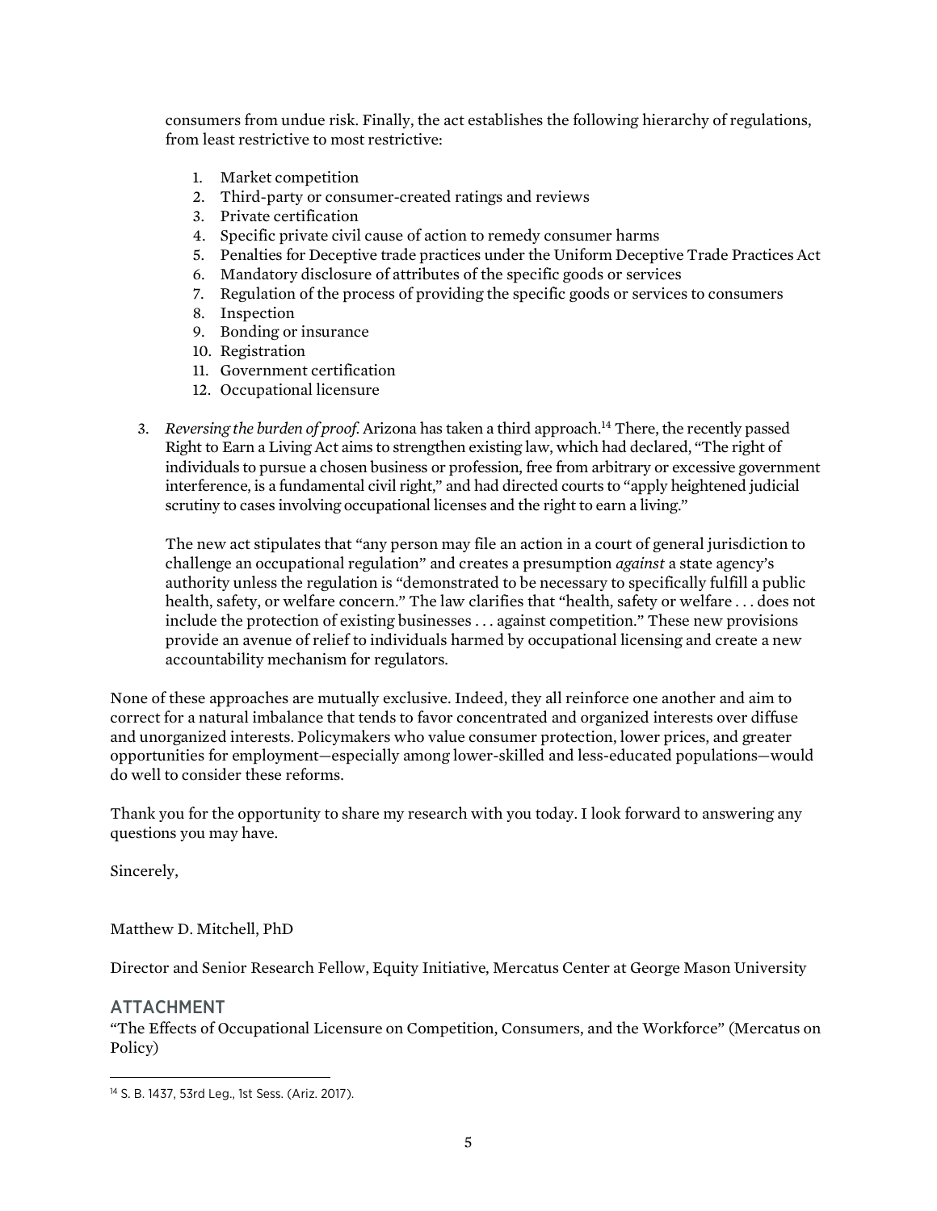consumers from undue risk. Finally, the act establishes the following hierarchy of regulations, from least restrictive to most restrictive:

1. Market competition
2. Third-party or consumer-created ratings and reviews
3. Private certification
4. Specific private civil cause of action to remedy consumer harms
5. Penalties for Deceptive trade practices under the Uniform Deceptive Trade Practices Act
6. Mandatory disclosure of attributes of the specific goods or services
7. Regulation of the process of providing the specific goods or services to consumers
8. Inspection
9. Bonding or insurance
10. Registration
11. Government certification
12. Occupational licensure

3. *Reversing the burden of proof.* Arizona has taken a third approach.[14] There, the recently passed Right to Earn a Living Act aims to strengthen existing law, which had declared, "The right of individuals to pursue a chosen business or profession, free from arbitrary or excessive government interference, is a fundamental civil right," and had directed courts to "apply heightened judicial scrutiny to cases involving occupational licenses and the right to earn a living."

   The new act stipulates that "any person may file an action in a court of general jurisdiction to challenge an occupational regulation" and creates a presumption *against* a state agency's authority unless the regulation is "demonstrated to be necessary to specifically fulfill a public health, safety, or welfare concern." The law clarifies that "health, safety or welfare . . . does not include the protection of existing businesses . . . against competition." These new provisions provide an avenue of relief to individuals harmed by occupational licensing and create a new accountability mechanism for regulators.

None of these approaches are mutually exclusive. Indeed, they all reinforce one another and aim to correct for a natural imbalance that tends to favor concentrated and organized interests over diffuse and unorganized interests. Policymakers who value consumer protection, lower prices, and greater opportunities for employment—especially among lower-skilled and less-educated populations—would do well to consider these reforms.

Thank you for the opportunity to share my research with you today. I look forward to answering any questions you may have.

Sincerely,

Matthew D. Mitchell, PhD

Director and Senior Research Fellow, Equity Initiative, Mercatus Center at George Mason University

## ATTACHMENT

"The Effects of Occupational Licensure on Competition, Consumers, and the Workforce" (Mercatus on Policy)

---

[14] S. B. 1437, 53rd Leg., 1st Sess. (Ariz. 2017).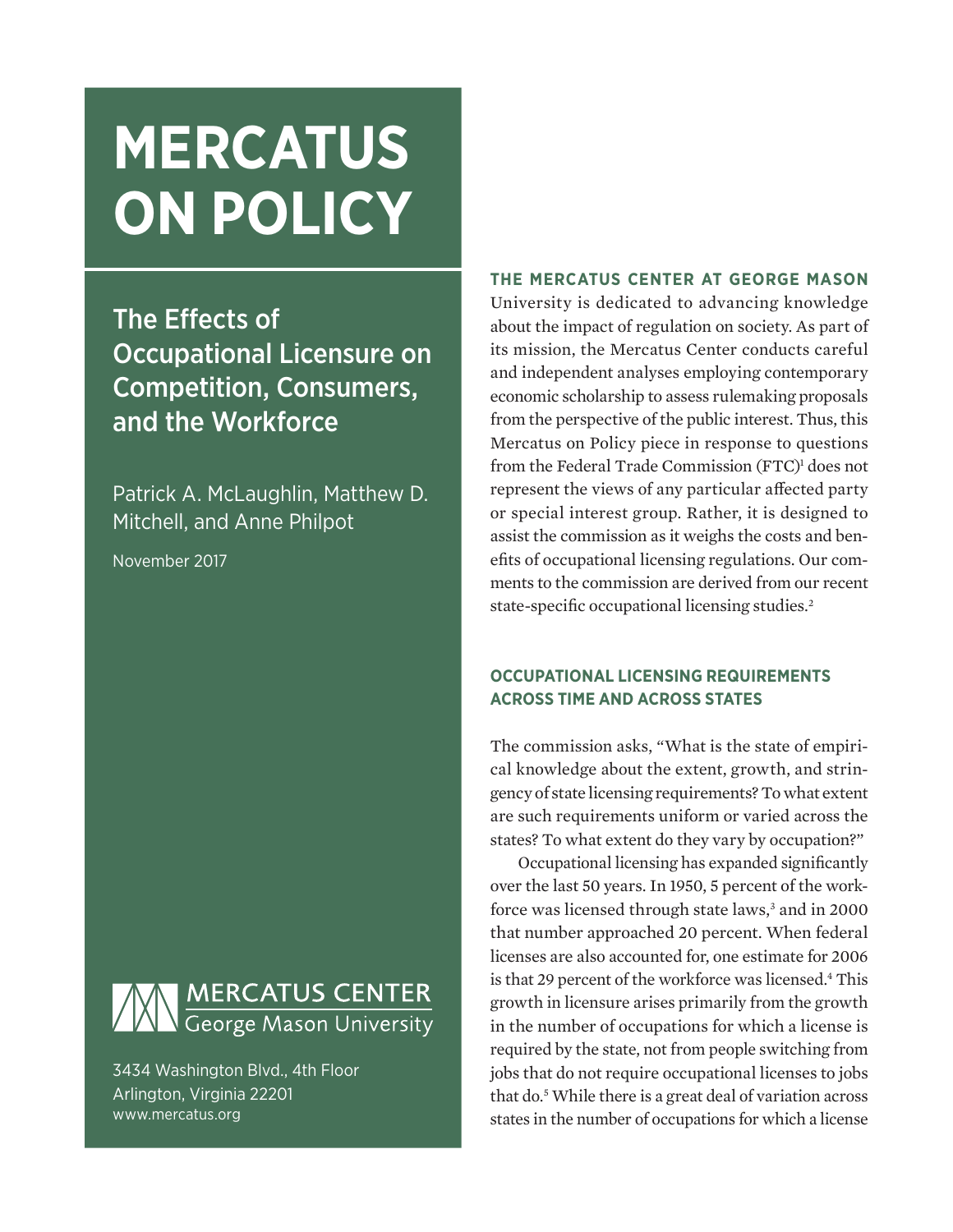# MERCATUS ON POLICY

## The Effects of Occupational Licensure on Competition, Consumers, and the Workforce

Patrick A. McLaughlin, Matthew D. Mitchell, and Anne Philpot

November 2017

MERCATUS CENTER
George Mason University

3434 Washington Blvd., 4th Floor
Arlington, Virginia 22201
www.mercatus.org

**THE MERCATUS CENTER AT GEORGE MASON** University is dedicated to advancing knowledge about the impact of regulation on society. As part of its mission, the Mercatus Center conducts careful and independent analyses employing contemporary economic scholarship to assess rulemaking proposals from the perspective of the public interest. Thus, this Mercatus on Policy piece in response to questions from the Federal Trade Commission (FTC)[1] does not represent the views of any particular affected party or special interest group. Rather, it is designed to assist the commission as it weighs the costs and benefits of occupational licensing regulations. Our comments to the commission are derived from our recent state-specific occupational licensing studies.[2]

### OCCUPATIONAL LICENSING REQUIREMENTS ACROSS TIME AND ACROSS STATES

The commission asks, "What is the state of empirical knowledge about the extent, growth, and stringency of state licensing requirements? To what extent are such requirements uniform or varied across the states? To what extent do they vary by occupation?"

Occupational licensing has expanded significantly over the last 50 years. In 1950, 5 percent of the workforce was licensed through state laws,[3] and in 2000 that number approached 20 percent. When federal licenses are also accounted for, one estimate for 2006 is that 29 percent of the workforce was licensed.[4] This growth in licensure arises primarily from the growth in the number of occupations for which a license is required by the state, not from people switching from jobs that do not require occupational licenses to jobs that do.[5] While there is a great deal of variation across states in the number of occupations for which a license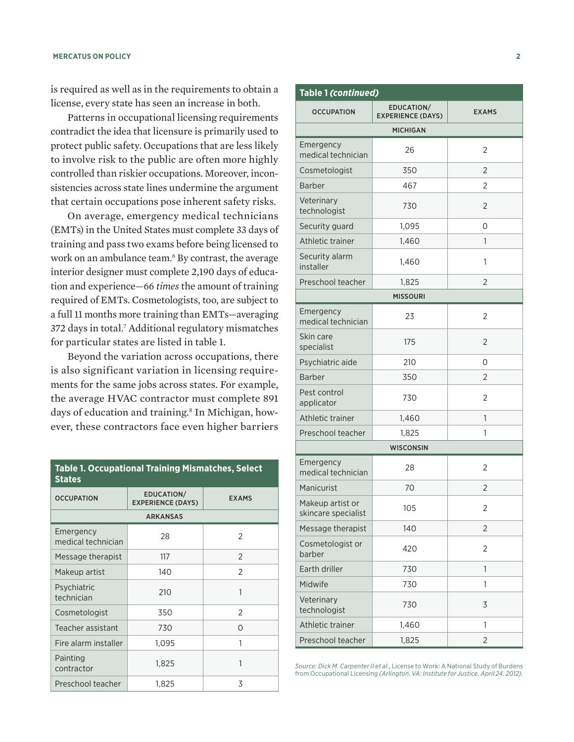is required as well as in the requirements to obtain a license, every state has seen an increase in both.

Patterns in occupational licensing requirements contradict the idea that licensure is primarily used to protect public safety. Occupations that are less likely to involve risk to the public are often more highly controlled than riskier occupations. Moreover, inconsistencies across state lines undermine the argument that certain occupations pose inherent safety risks.

On average, emergency medical technicians (EMTs) in the United States must complete 33 days of training and pass two exams before being licensed to work on an ambulance team.[6] By contrast, the average interior designer must complete 2,190 days of education and experience—66 *times* the amount of training required of EMTs. Cosmetologists, too, are subject to a full 11 months more training than EMTs—averaging 372 days in total.[7] Additional regulatory mismatches for particular states are listed in table 1.

Beyond the variation across occupations, there is also significant variation in licensing requirements for the same jobs across states. For example, the average HVAC contractor must complete 891 days of education and training.[8] In Michigan, however, these contractors face even higher barriers

**Table 1. Occupational Training Mismatches, Select States**

| OCCUPATION | EDUCATION/ EXPERIENCE (DAYS) | EXAMS |
|---|---|---|
| **ARKANSAS** | | |
| Emergency medical technician | 28 | 2 |
| Message therapist | 117 | 2 |
| Makeup artist | 140 | 2 |
| Psychiatric technician | 210 | 1 |
| Cosmetologist | 350 | 2 |
| Teacher assistant | 730 | 0 |
| Fire alarm installer | 1,095 | 1 |
| Painting contractor | 1,825 | 1 |
| Preschool teacher | 1,825 | 3 |
| **MICHIGAN** | | |
| Emergency medical technician | 26 | 2 |
| Cosmetologist | 350 | 2 |
| Barber | 467 | 2 |
| Veterinary technologist | 730 | 2 |
| Security guard | 1,095 | 0 |
| Athletic trainer | 1,460 | 1 |
| Security alarm installer | 1,460 | 1 |
| Preschool teacher | 1,825 | 2 |
| **MISSOURI** | | |
| Emergency medical technician | 23 | 2 |
| Skin care specialist | 175 | 2 |
| Psychiatric aide | 210 | 0 |
| Barber | 350 | 2 |
| Pest control applicator | 730 | 2 |
| Athletic trainer | 1,460 | 1 |
| Preschool teacher | 1,825 | 1 |
| **WISCONSIN** | | |
| Emergency medical technician | 28 | 2 |
| Manicurist | 70 | 2 |
| Makeup artist or skincare specialist | 105 | 2 |
| Message therapist | 140 | 2 |
| Cosmetologist or barber | 420 | 2 |
| Earth driller | 730 | 1 |
| Midwife | 730 | 1 |
| Veterinary technologist | 730 | 3 |
| Athletic trainer | 1,460 | 1 |
| Preschool teacher | 1,825 | 2 |

*Source: Dick M. Carpenter II et al.,* License to Work: A National Study of Burdens from Occupational Licensing *(Arlington, VA: Institute for Justice, April 24, 2012).*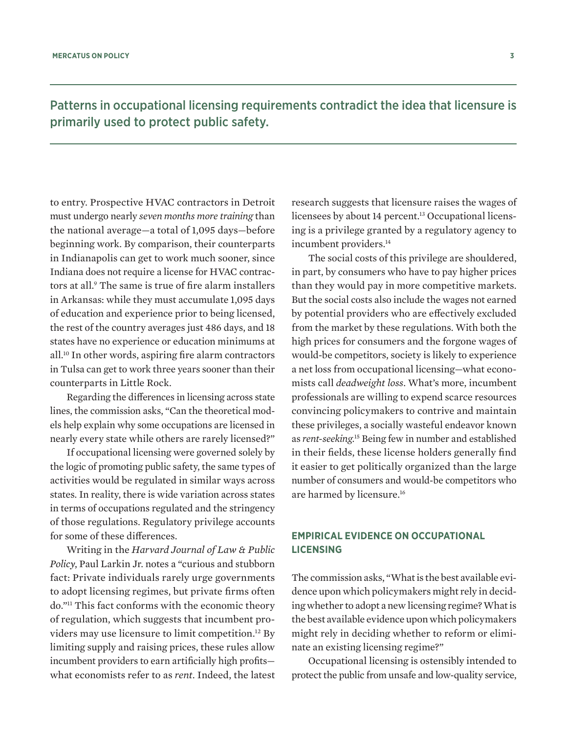Patterns in occupational licensing requirements contradict the idea that licensure is primarily used to protect public safety.

to entry. Prospective HVAC contractors in Detroit must undergo nearly *seven months more training* than the national average—a total of 1,095 days—before beginning work. By comparison, their counterparts in Indianapolis can get to work much sooner, since Indiana does not require a license for HVAC contractors at all.[9] The same is true of fire alarm installers in Arkansas: while they must accumulate 1,095 days of education and experience prior to being licensed, the rest of the country averages just 486 days, and 18 states have no experience or education minimums at all.[10] In other words, aspiring fire alarm contractors in Tulsa can get to work three years sooner than their counterparts in Little Rock.

Regarding the differences in licensing across state lines, the commission asks, "Can the theoretical models help explain why some occupations are licensed in nearly every state while others are rarely licensed?"

If occupational licensing were governed solely by the logic of promoting public safety, the same types of activities would be regulated in similar ways across states. In reality, there is wide variation across states in terms of occupations regulated and the stringency of those regulations. Regulatory privilege accounts for some of these differences.

Writing in the *Harvard Journal of Law & Public Policy*, Paul Larkin Jr. notes a "curious and stubborn fact: Private individuals rarely urge governments to adopt licensing regimes, but private firms often do."[11] This fact conforms with the economic theory of regulation, which suggests that incumbent providers may use licensure to limit competition.[12] By limiting supply and raising prices, these rules allow incumbent providers to earn artificially high profits—what economists refer to as *rent*. Indeed, the latest research suggests that licensure raises the wages of licensees by about 14 percent.[13] Occupational licensing is a privilege granted by a regulatory agency to incumbent providers.[14]

The social costs of this privilege are shouldered, in part, by consumers who have to pay higher prices than they would pay in more competitive markets. But the social costs also include the wages not earned by potential providers who are effectively excluded from the market by these regulations. With both the high prices for consumers and the forgone wages of would-be competitors, society is likely to experience a net loss from occupational licensing—what economists call *deadweight loss*. What's more, incumbent professionals are willing to expend scarce resources convincing policymakers to contrive and maintain these privileges, a socially wasteful endeavor known as *rent-seeking*.[15] Being few in number and established in their fields, these license holders generally find it easier to get politically organized than the large number of consumers and would-be competitors who are harmed by licensure.[16]

## EMPIRICAL EVIDENCE ON OCCUPATIONAL LICENSING

The commission asks, "What is the best available evidence upon which policymakers might rely in deciding whether to adopt a new licensing regime? What is the best available evidence upon which policymakers might rely in deciding whether to reform or eliminate an existing licensing regime?"

Occupational licensing is ostensibly intended to protect the public from unsafe and low-quality service,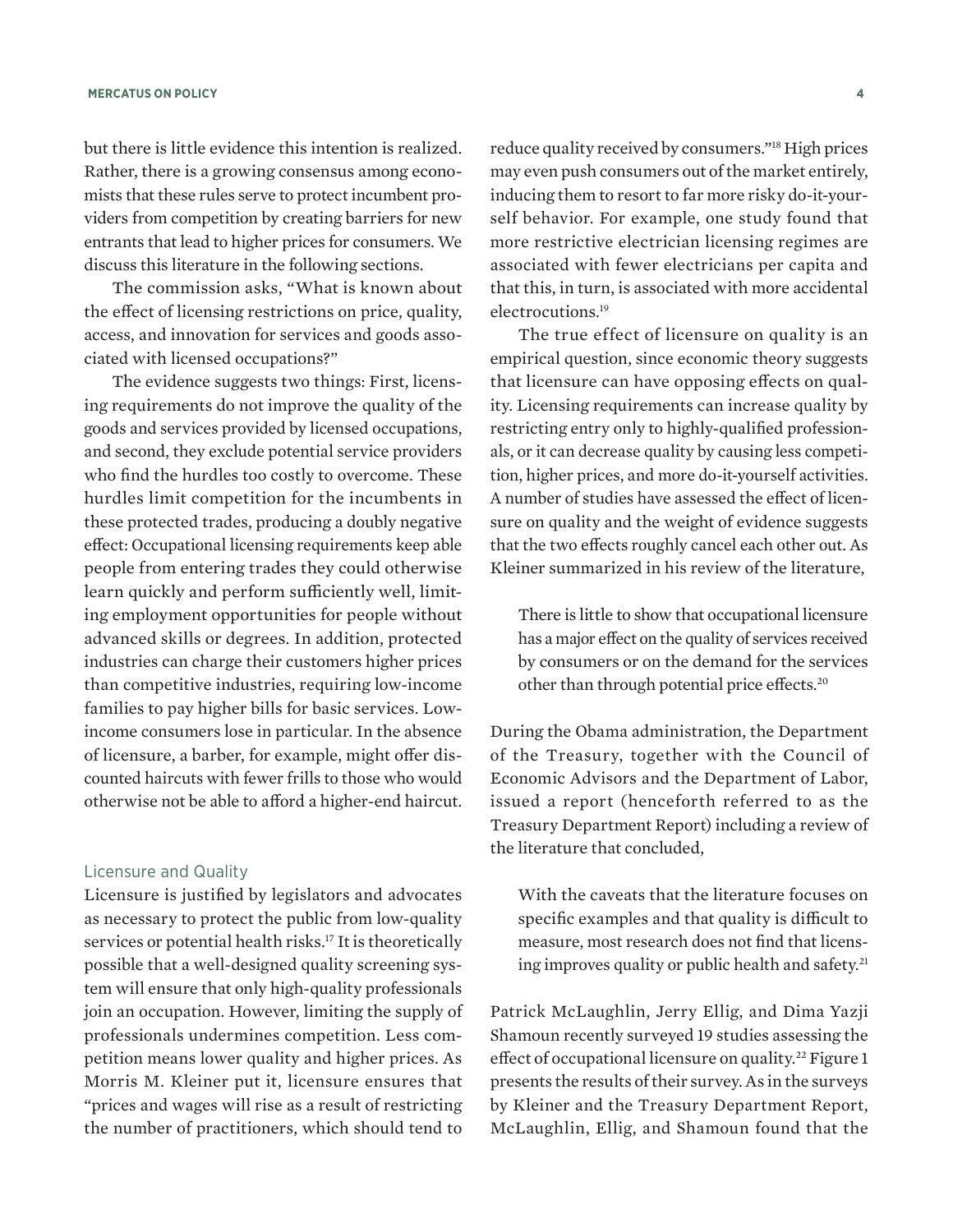but there is little evidence this intention is realized. Rather, there is a growing consensus among economists that these rules serve to protect incumbent providers from competition by creating barriers for new entrants that lead to higher prices for consumers. We discuss this literature in the following sections.

The commission asks, "What is known about the effect of licensing restrictions on price, quality, access, and innovation for services and goods associated with licensed occupations?"

The evidence suggests two things: First, licensing requirements do not improve the quality of the goods and services provided by licensed occupations, and second, they exclude potential service providers who find the hurdles too costly to overcome. These hurdles limit competition for the incumbents in these protected trades, producing a doubly negative effect: Occupational licensing requirements keep able people from entering trades they could otherwise learn quickly and perform sufficiently well, limiting employment opportunities for people without advanced skills or degrees. In addition, protected industries can charge their customers higher prices than competitive industries, requiring low-income families to pay higher bills for basic services. Low-income consumers lose in particular. In the absence of licensure, a barber, for example, might offer discounted haircuts with fewer frills to those who would otherwise not be able to afford a higher-end haircut.

## Licensure and Quality

Licensure is justified by legislators and advocates as necessary to protect the public from low-quality services or potential health risks.[17] It is theoretically possible that a well-designed quality screening system will ensure that only high-quality professionals join an occupation. However, limiting the supply of professionals undermines competition. Less competition means lower quality and higher prices. As Morris M. Kleiner put it, licensure ensures that "prices and wages will rise as a result of restricting the number of practitioners, which should tend to reduce quality received by consumers."[18] High prices may even push consumers out of the market entirely, inducing them to resort to far more risky do-it-yourself behavior. For example, one study found that more restrictive electrician licensing regimes are associated with fewer electricians per capita and that this, in turn, is associated with more accidental electrocutions.[19]

The true effect of licensure on quality is an empirical question, since economic theory suggests that licensure can have opposing effects on quality. Licensing requirements can increase quality by restricting entry only to highly-qualified professionals, or it can decrease quality by causing less competition, higher prices, and more do-it-yourself activities. A number of studies have assessed the effect of licensure on quality and the weight of evidence suggests that the two effects roughly cancel each other out. As Kleiner summarized in his review of the literature,

> There is little to show that occupational licensure has a major effect on the quality of services received by consumers or on the demand for the services other than through potential price effects.[20]

During the Obama administration, the Department of the Treasury, together with the Council of Economic Advisors and the Department of Labor, issued a report (henceforth referred to as the Treasury Department Report) including a review of the literature that concluded,

> With the caveats that the literature focuses on specific examples and that quality is difficult to measure, most research does not find that licensing improves quality or public health and safety.[21]

Patrick McLaughlin, Jerry Ellig, and Dima Yazji Shamoun recently surveyed 19 studies assessing the effect of occupational licensure on quality.[22] Figure 1 presents the results of their survey. As in the surveys by Kleiner and the Treasury Department Report, McLaughlin, Ellig, and Shamoun found that the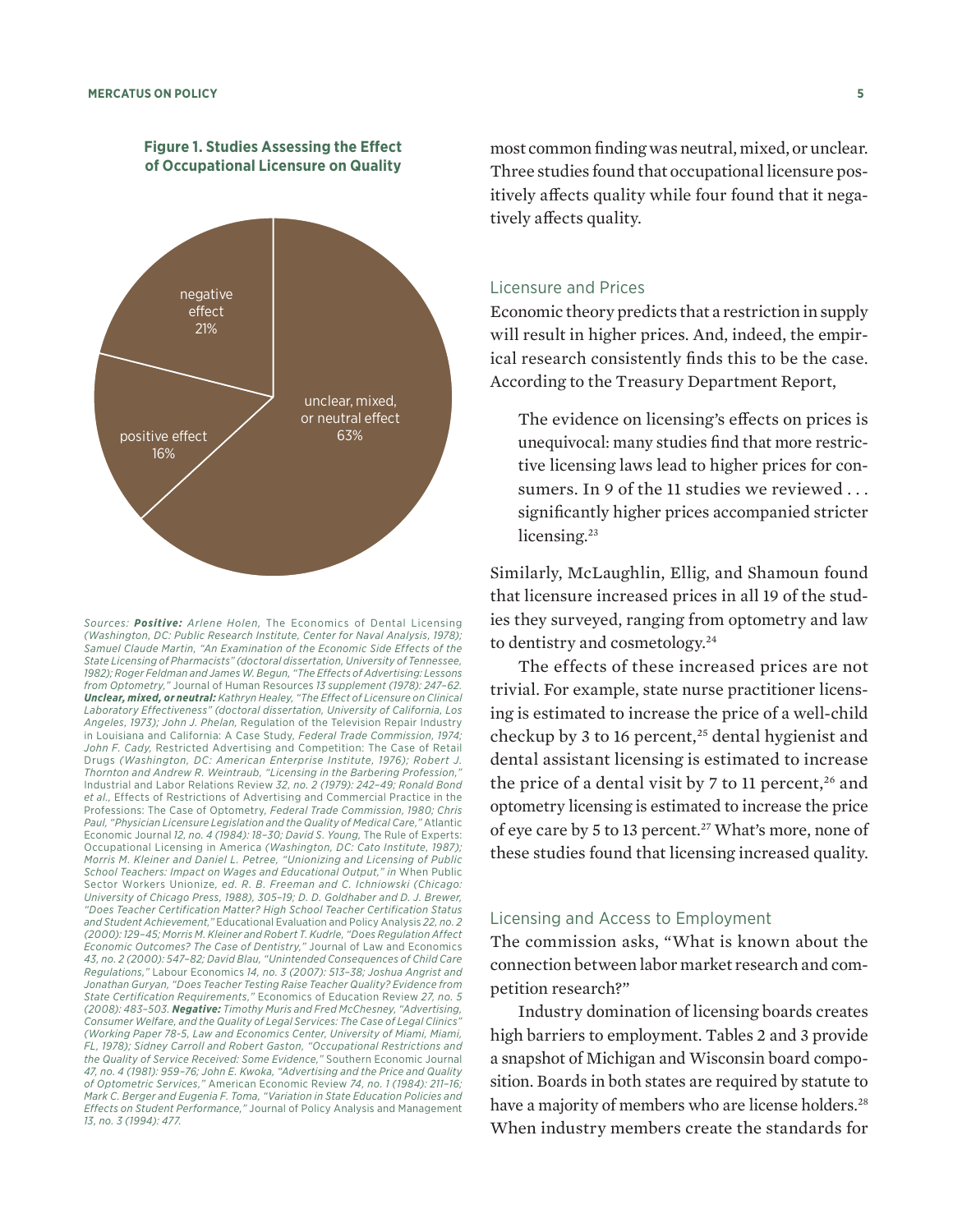**Figure 1. Studies Assessing the Effect of Occupational Licensure on Quality**

negative effect
21%

positive effect
16%

unclear, mixed, or neutral effect
63%

*Sources:* ***Positive:*** *Arlene Holen,* The Economics of Dental Licensing *(Washington, DC: Public Research Institute, Center for Naval Analysis, 1978); Samuel Claude Martin, "An Examination of the Economic Side Effects of the State Licensing of Pharmacists" (doctoral dissertation, University of Tennessee, 1982); Roger Feldman and James W. Begun, "The Effects of Advertising: Lessons from Optometry,"* Journal of Human Resources *13 supplement (1978): 247–62.* ***Unclear, mixed, or neutral:*** *Kathryn Healey, "The Effect of Licensure on Clinical Laboratory Effectiveness" (doctoral dissertation, University of California, Los Angeles, 1973); John J. Phelan,* Regulation of the Television Repair Industry in Louisiana and California: A Case Study, *Federal Trade Commission, 1974; John F. Cady,* Restricted Advertising and Competition: The Case of Retail Drugs *(Washington, DC: American Enterprise Institute, 1976); Robert J. Thornton and Andrew R. Weintraub, "Licensing in the Barbering Profession,"* Industrial and Labor Relations Review *32, no. 2 (1979): 242–49; Ronald Bond et al.,* Effects of Restrictions of Advertising and Commercial Practice in the Professions: The Case of Optometry, *Federal Trade Commission, 1980; Chris Paul, "Physician Licensure Legislation and the Quality of Medical Care,"* Atlantic Economic Journal *12, no. 4 (1984): 18–30; David S. Young,* The Rule of Experts: Occupational Licensing in America *(Washington, DC: Cato Institute, 1987); Morris M. Kleiner and Daniel L. Petree, "Unionizing and Licensing of Public School Teachers: Impact on Wages and Educational Output," in* When Public Sector Workers Unionize, *ed. R. B. Freeman and C. Ichniowski (Chicago: University of Chicago Press, 1988), 305–19; D. D. Goldhaber and D. J. Brewer, "Does Teacher Certification Matter? High School Teacher Certification Status and Student Achievement,"* Educational Evaluation and Policy Analysis *22, no. 2 (2000): 129–45; Morris M. Kleiner and Robert T. Kudrle, "Does Regulation Affect Economic Outcomes? The Case of Dentistry,"* Journal of Law and Economics *43, no. 2 (2000): 547–82; David Blau, "Unintended Consequences of Child Care Regulations,"* Labour Economics *14, no. 3 (2007): 513–38; Joshua Angrist and Jonathan Guryan, "Does Teacher Testing Raise Teacher Quality? Evidence from State Certification Requirements,"* Economics of Education Review *27, no. 5 (2008): 483–503.* ***Negative:*** *Timothy Muris and Fred McChesney, "Advertising, Consumer Welfare, and the Quality of Legal Services: The Case of Legal Clinics" (Working Paper 78-5, Law and Economics Center, University of Miami, Miami, FL, 1978); Sidney Carroll and Robert Gaston, "Occupational Restrictions and the Quality of Service Received: Some Evidence,"* Southern Economic Journal *47, no. 4 (1981): 959–76; John E. Kwoka, "Advertising and the Price and Quality of Optometric Services,"* American Economic Review *74, no. 1 (1984): 211–16; Mark C. Berger and Eugenia F. Toma, "Variation in State Education Policies and Effects on Student Performance,"* Journal of Policy Analysis and Management *13, no. 3 (1994): 477.*

most common finding was neutral, mixed, or unclear. Three studies found that occupational licensure positively affects quality while four found that it negatively affects quality.

## Licensure and Prices

Economic theory predicts that a restriction in supply will result in higher prices. And, indeed, the empirical research consistently finds this to be the case. According to the Treasury Department Report,

> The evidence on licensing's effects on prices is unequivocal: many studies find that more restrictive licensing laws lead to higher prices for consumers. In 9 of the 11 studies we reviewed . . . significantly higher prices accompanied stricter licensing.[23]

Similarly, McLaughlin, Ellig, and Shamoun found that licensure increased prices in all 19 of the studies they surveyed, ranging from optometry and law to dentistry and cosmetology.[24]

The effects of these increased prices are not trivial. For example, state nurse practitioner licensing is estimated to increase the price of a well-child checkup by 3 to 16 percent,[25] dental hygienist and dental assistant licensing is estimated to increase the price of a dental visit by 7 to 11 percent,[26] and optometry licensing is estimated to increase the price of eye care by 5 to 13 percent.[27] What's more, none of these studies found that licensing increased quality.

## Licensing and Access to Employment

The commission asks, "What is known about the connection between labor market research and competition research?"

Industry domination of licensing boards creates high barriers to employment. Tables 2 and 3 provide a snapshot of Michigan and Wisconsin board composition. Boards in both states are required by statute to have a majority of members who are license holders.[28] When industry members create the standards for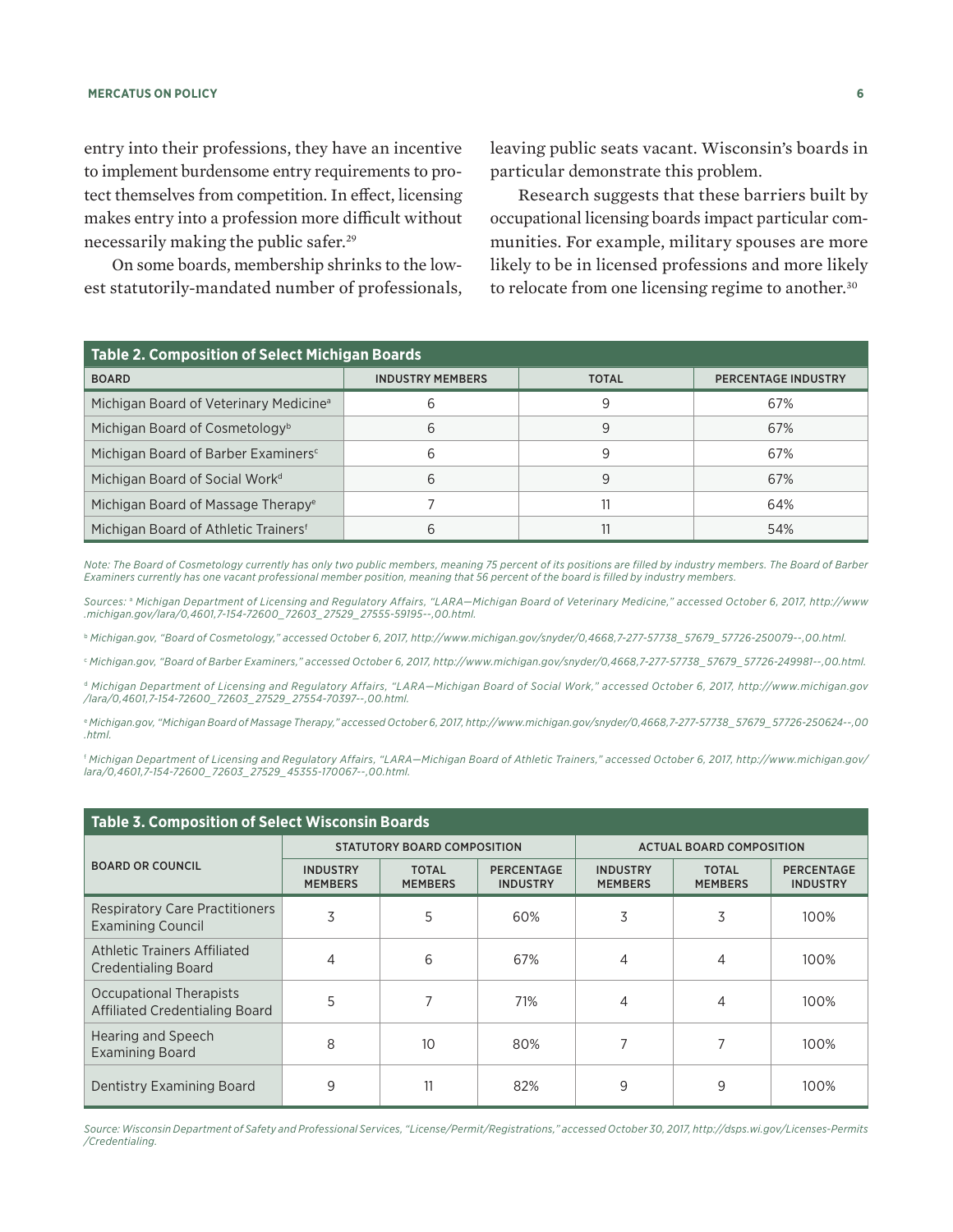entry into their professions, they have an incentive to implement burdensome entry requirements to protect themselves from competition. In effect, licensing makes entry into a profession more difficult without necessarily making the public safer.[29]

On some boards, membership shrinks to the lowest statutorily-mandated number of professionals, leaving public seats vacant. Wisconsin's boards in particular demonstrate this problem.

Research suggests that these barriers built by occupational licensing boards impact particular communities. For example, military spouses are more likely to be in licensed professions and more likely to relocate from one licensing regime to another.[30]

**Table 2. Composition of Select Michigan Boards**

| BOARD | INDUSTRY MEMBERS | TOTAL | PERCENTAGE INDUSTRY |
|---|---|---|---|
| Michigan Board of Veterinary Medicine[a] | 6 | 9 | 67% |
| Michigan Board of Cosmetology[b] | 6 | 9 | 67% |
| Michigan Board of Barber Examiners[c] | 6 | 9 | 67% |
| Michigan Board of Social Work[d] | 6 | 9 | 67% |
| Michigan Board of Massage Therapy[e] | 7 | 11 | 64% |
| Michigan Board of Athletic Trainers[f] | 6 | 11 | 54% |

*Note: The Board of Cosmetology currently has only two public members, meaning 75 percent of its positions are filled by industry members. The Board of Barber Examiners currently has one vacant professional member position, meaning that 56 percent of the board is filled by industry members.*

*Sources: [a] Michigan Department of Licensing and Regulatory Affairs, "LARA—Michigan Board of Veterinary Medicine," accessed October 6, 2017, http://www.michigan.gov/lara/0,4601,7-154-72600_72603_27529_27555-59195--,00.html.*

*[b] Michigan.gov, "Board of Cosmetology," accessed October 6, 2017, http://www.michigan.gov/snyder/0,4668,7-277-57738_57679_57726-250079--,00.html.*

*[c] Michigan.gov, "Board of Barber Examiners," accessed October 6, 2017, http://www.michigan.gov/snyder/0,4668,7-277-57738_57679_57726-249981--,00.html.*

*[d] Michigan Department of Licensing and Regulatory Affairs, "LARA—Michigan Board of Social Work," accessed October 6, 2017, http://www.michigan.gov/lara/0,4601,7-154-72600_72603_27529_27554-70397--,00.html.*

*[e] Michigan.gov, "Michigan Board of Massage Therapy," accessed October 6, 2017, http://www.michigan.gov/snyder/0,4668,7-277-57738_57679_57726-250624--,00.html.*

*[f] Michigan Department of Licensing and Regulatory Affairs, "LARA—Michigan Board of Athletic Trainers," accessed October 6, 2017, http://www.michigan.gov/lara/0,4601,7-154-72600_72603_27529_45355-170067--,00.html.*

**Table 3. Composition of Select Wisconsin Boards**

| BOARD OR COUNCIL | STATUTORY BOARD COMPOSITION | | | ACTUAL BOARD COMPOSITION | | |
|---|---|---|---|---|---|---|
| | INDUSTRY MEMBERS | TOTAL MEMBERS | PERCENTAGE INDUSTRY | INDUSTRY MEMBERS | TOTAL MEMBERS | PERCENTAGE INDUSTRY |
| Respiratory Care Practitioners Examining Council | 3 | 5 | 60% | 3 | 3 | 100% |
| Athletic Trainers Affiliated Credentialing Board | 4 | 6 | 67% | 4 | 4 | 100% |
| Occupational Therapists Affiliated Credentialing Board | 5 | 7 | 71% | 4 | 4 | 100% |
| Hearing and Speech Examining Board | 8 | 10 | 80% | 7 | 7 | 100% |
| Dentistry Examining Board | 9 | 11 | 82% | 9 | 9 | 100% |

*Source: Wisconsin Department of Safety and Professional Services, "License/Permit/Registrations," accessed October 30, 2017, http://dsps.wi.gov/Licenses-Permits/Credentialing.*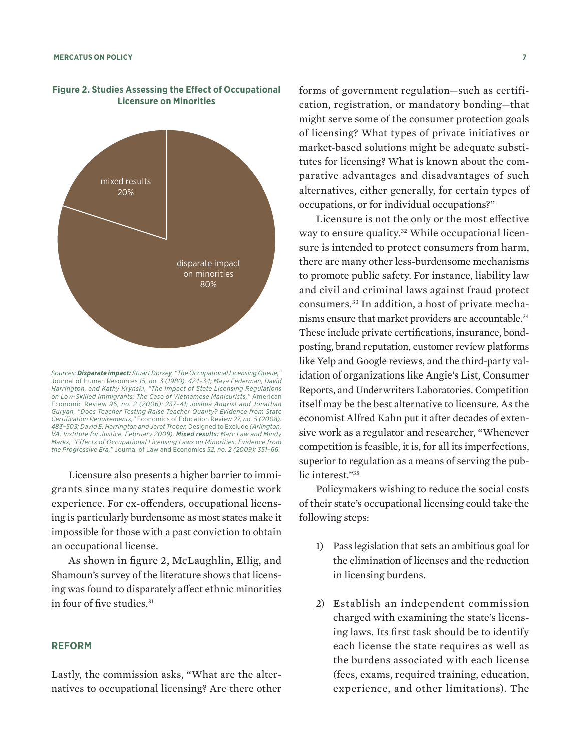**Figure 2. Studies Assessing the Effect of Occupational Licensure on Minorities**

mixed results
20%

disparate impact
on minorities
80%

*Sources:* ***Disparate impact:*** *Stuart Dorsey, "The Occupational Licensing Queue,"* Journal of Human Resources *15, no. 3 (1980): 424–34; Maya Federman, David Harrington, and Kathy Krynski, "The Impact of State Licensing Regulations on Low-Skilled Immigrants: The Case of Vietnamese Manicurists,"* American Economic Review *96, no. 2 (2006): 237–41; Joshua Angrist and Jonathan Guryan, "Does Teacher Testing Raise Teacher Quality? Evidence from State Certification Requirements,"* Economics of Education Review *27, no. 5 (2008): 483–503; David E. Harrington and Jaret Treber,* Designed to Exclude *(Arlington, VA: Institute for Justice, February 2009).* ***Mixed results:*** *Marc Law and Mindy Marks, "Effects of Occupational Licensing Laws on Minorities: Evidence from the Progressive Era,"* Journal of Law and Economics *52, no. 2 (2009): 351–66.*

Licensure also presents a higher barrier to immigrants since many states require domestic work experience. For ex-offenders, occupational licensing is particularly burdensome as most states make it impossible for those with a past conviction to obtain an occupational license.

As shown in figure 2, McLaughlin, Ellig, and Shamoun's survey of the literature shows that licensing was found to disparately affect ethnic minorities in four of five studies.[31]

## REFORM

Lastly, the commission asks, "What are the alternatives to occupational licensing? Are there other forms of government regulation—such as certification, registration, or mandatory bonding—that might serve some of the consumer protection goals of licensing? What types of private initiatives or market-based solutions might be adequate substitutes for licensing? What is known about the comparative advantages and disadvantages of such alternatives, either generally, for certain types of occupations, or for individual occupations?"

Licensure is not the only or the most effective way to ensure quality.[32] While occupational licensure is intended to protect consumers from harm, there are many other less-burdensome mechanisms to promote public safety. For instance, liability law and civil and criminal laws against fraud protect consumers.[33] In addition, a host of private mechanisms ensure that market providers are accountable.[34] These include private certifications, insurance, bond-posting, brand reputation, customer review platforms like Yelp and Google reviews, and the third-party validation of organizations like Angie's List, Consumer Reports, and Underwriters Laboratories. Competition itself may be the best alternative to licensure. As the economist Alfred Kahn put it after decades of extensive work as a regulator and researcher, "Whenever competition is feasible, it is, for all its imperfections, superior to regulation as a means of serving the public interest."[35]

Policymakers wishing to reduce the social costs of their state's occupational licensing could take the following steps:

1) Pass legislation that sets an ambitious goal for the elimination of licenses and the reduction in licensing burdens.

2) Establish an independent commission charged with examining the state's licensing laws. Its first task should be to identify each license the state requires as well as the burdens associated with each license (fees, exams, required training, education, experience, and other limitations). The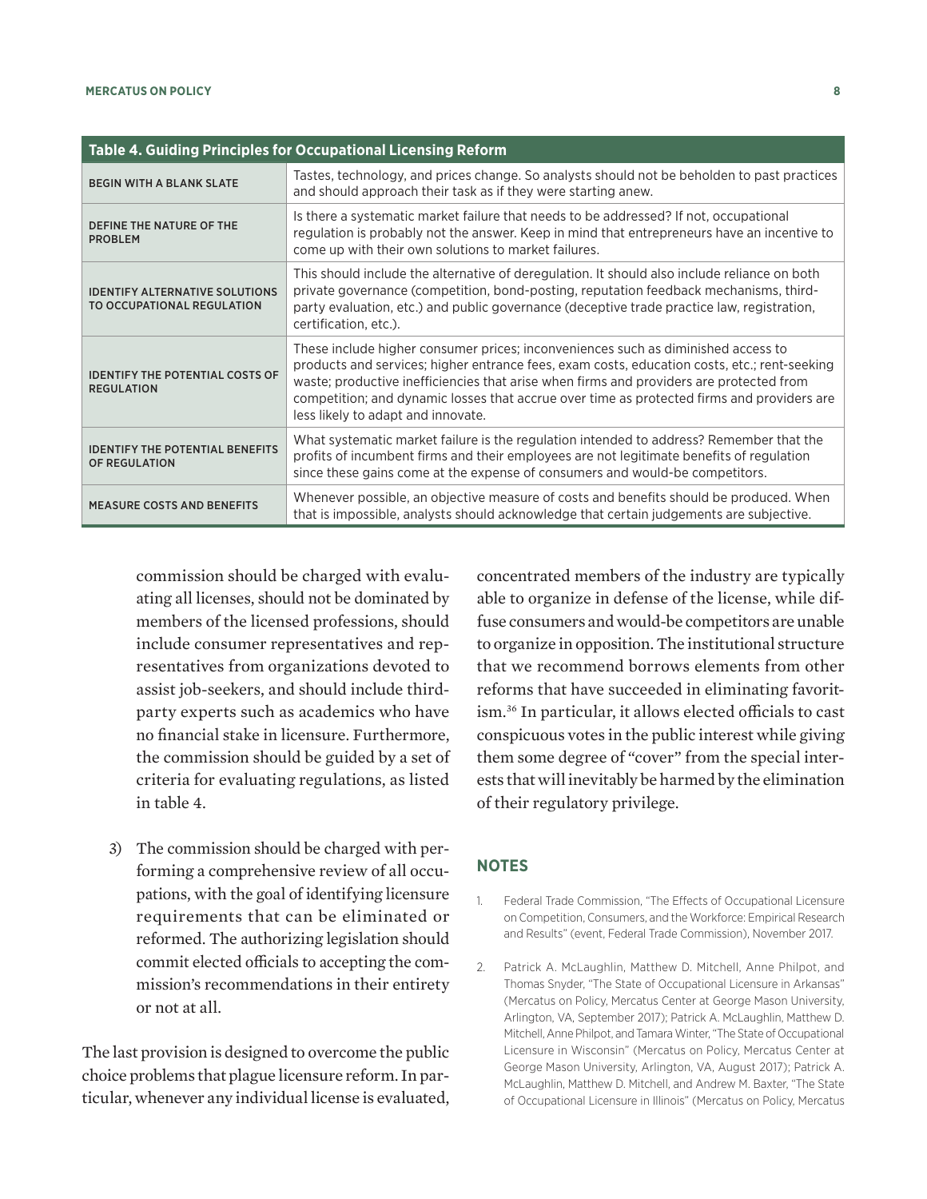**Table 4. Guiding Principles for Occupational Licensing Reform**

| | |
|---|---|
| BEGIN WITH A BLANK SLATE | Tastes, technology, and prices change. So analysts should not be beholden to past practices and should approach their task as if they were starting anew. |
| DEFINE THE NATURE OF THE PROBLEM | Is there a systematic market failure that needs to be addressed? If not, occupational regulation is probably not the answer. Keep in mind that entrepreneurs have an incentive to come up with their own solutions to market failures. |
| IDENTIFY ALTERNATIVE SOLUTIONS TO OCCUPATIONAL REGULATION | This should include the alternative of deregulation. It should also include reliance on both private governance (competition, bond-posting, reputation feedback mechanisms, third-party evaluation, etc.) and public governance (deceptive trade practice law, registration, certification, etc.). |
| IDENTIFY THE POTENTIAL COSTS OF REGULATION | These include higher consumer prices; inconveniences such as diminished access to products and services; higher entrance fees, exam costs, education costs, etc.; rent-seeking waste; productive inefficiencies that arise when firms and providers are protected from competition; and dynamic losses that accrue over time as protected firms and providers are less likely to adapt and innovate. |
| IDENTIFY THE POTENTIAL BENEFITS OF REGULATION | What systematic market failure is the regulation intended to address? Remember that the profits of incumbent firms and their employees are not legitimate benefits of regulation since these gains come at the expense of consumers and would-be competitors. |
| MEASURE COSTS AND BENEFITS | Whenever possible, an objective measure of costs and benefits should be produced. When that is impossible, analysts should acknowledge that certain judgements are subjective. |

commission should be charged with evaluating all licenses, should not be dominated by members of the licensed professions, should include consumer representatives and representatives from organizations devoted to assist job-seekers, and should include third-party experts such as academics who have no financial stake in licensure. Furthermore, the commission should be guided by a set of criteria for evaluating regulations, as listed in table 4.

3) The commission should be charged with performing a comprehensive review of all occupations, with the goal of identifying licensure requirements that can be eliminated or reformed. The authorizing legislation should commit elected officials to accepting the commission's recommendations in their entirety or not at all.

The last provision is designed to overcome the public choice problems that plague licensure reform. In particular, whenever any individual license is evaluated, concentrated members of the industry are typically able to organize in defense of the license, while diffuse consumers and would-be competitors are unable to organize in opposition. The institutional structure that we recommend borrows elements from other reforms that have succeeded in eliminating favoritism.[36] In particular, it allows elected officials to cast conspicuous votes in the public interest while giving them some degree of "cover" from the special interests that will inevitably be harmed by the elimination of their regulatory privilege.

## NOTES

1. Federal Trade Commission, "The Effects of Occupational Licensure on Competition, Consumers, and the Workforce: Empirical Research and Results" (event, Federal Trade Commission), November 2017.

2. Patrick A. McLaughlin, Matthew D. Mitchell, Anne Philpot, and Thomas Snyder, "The State of Occupational Licensure in Arkansas" (Mercatus on Policy, Mercatus Center at George Mason University, Arlington, VA, September 2017); Patrick A. McLaughlin, Matthew D. Mitchell, Anne Philpot, and Tamara Winter, "The State of Occupational Licensure in Wisconsin" (Mercatus on Policy, Mercatus Center at George Mason University, Arlington, VA, August 2017); Patrick A. McLaughlin, Matthew D. Mitchell, and Andrew M. Baxter, "The State of Occupational Licensure in Illinois" (Mercatus on Policy, Mercatus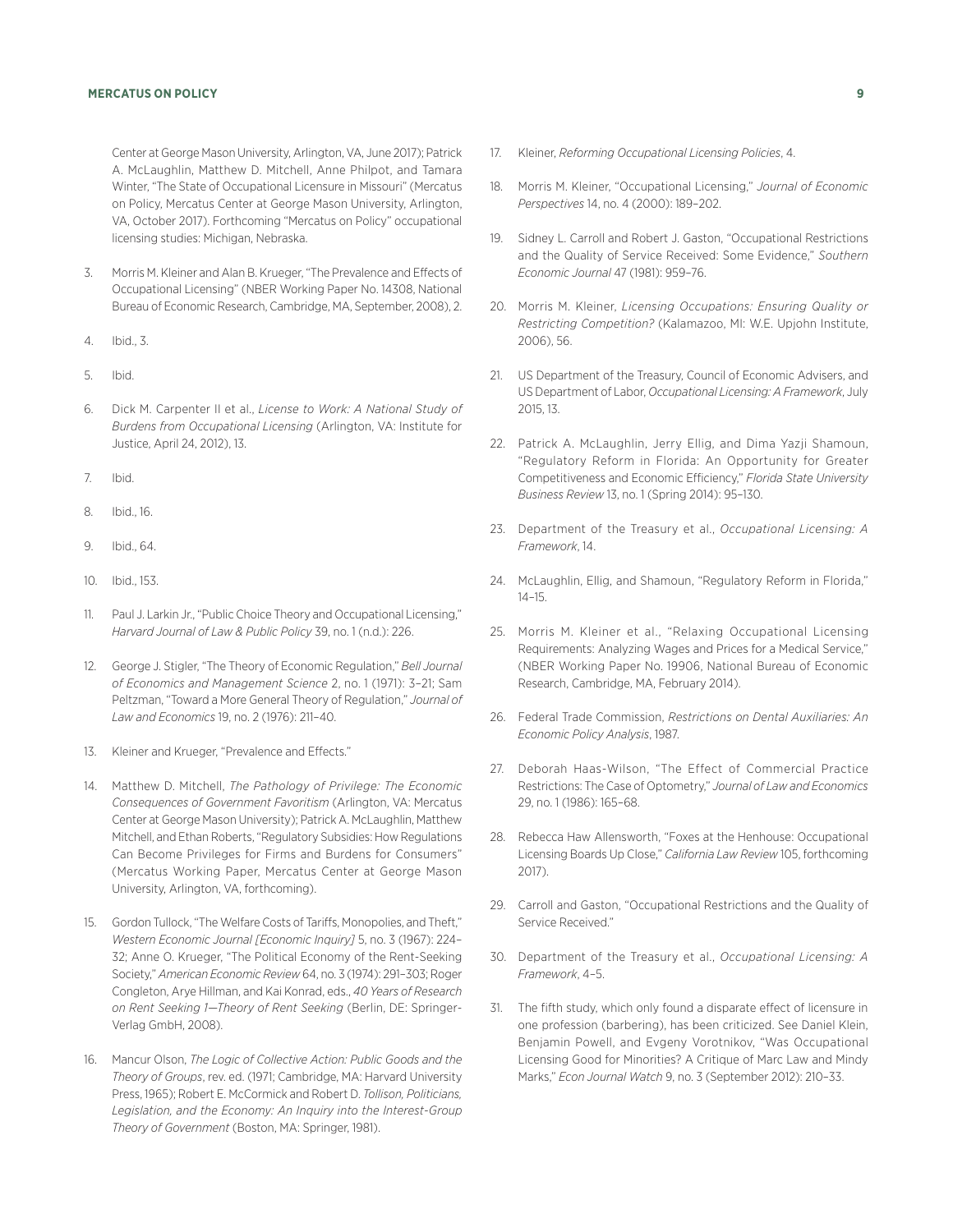Center at George Mason University, Arlington, VA, June 2017); Patrick A. McLaughlin, Matthew D. Mitchell, Anne Philpot, and Tamara Winter, "The State of Occupational Licensure in Missouri" (Mercatus on Policy, Mercatus Center at George Mason University, Arlington, VA, October 2017). Forthcoming "Mercatus on Policy" occupational licensing studies: Michigan, Nebraska.

3. Morris M. Kleiner and Alan B. Krueger, "The Prevalence and Effects of Occupational Licensing" (NBER Working Paper No. 14308, National Bureau of Economic Research, Cambridge, MA, September, 2008), 2.

4. Ibid., 3.

5. Ibid.

6. Dick M. Carpenter II et al., *License to Work: A National Study of Burdens from Occupational Licensing* (Arlington, VA: Institute for Justice, April 24, 2012), 13.

7. Ibid.

8. Ibid., 16.

9. Ibid., 64.

10. Ibid., 153.

11. Paul J. Larkin Jr., "Public Choice Theory and Occupational Licensing," *Harvard Journal of Law & Public Policy* 39, no. 1 (n.d.): 226.

12. George J. Stigler, "The Theory of Economic Regulation," *Bell Journal of Economics and Management Science* 2, no. 1 (1971): 3–21; Sam Peltzman, "Toward a More General Theory of Regulation," *Journal of Law and Economics* 19, no. 2 (1976): 211–40.

13. Kleiner and Krueger, "Prevalence and Effects."

14. Matthew D. Mitchell, *The Pathology of Privilege: The Economic Consequences of Government Favoritism* (Arlington, VA: Mercatus Center at George Mason University); Patrick A. McLaughlin, Matthew Mitchell, and Ethan Roberts, "Regulatory Subsidies: How Regulations Can Become Privileges for Firms and Burdens for Consumers" (Mercatus Working Paper, Mercatus Center at George Mason University, Arlington, VA, forthcoming).

15. Gordon Tullock, "The Welfare Costs of Tariffs, Monopolies, and Theft," *Western Economic Journal [Economic Inquiry]* 5, no. 3 (1967): 224–32; Anne O. Krueger, "The Political Economy of the Rent-Seeking Society," *American Economic Review* 64, no. 3 (1974): 291–303; Roger Congleton, Arye Hillman, and Kai Konrad, eds., *40 Years of Research on Rent Seeking 1—Theory of Rent Seeking* (Berlin, DE: Springer-Verlag GmbH, 2008).

16. Mancur Olson, *The Logic of Collective Action: Public Goods and the Theory of Groups*, rev. ed. (1971; Cambridge, MA: Harvard University Press, 1965); Robert E. McCormick and Robert D. *Tollison, Politicians, Legislation, and the Economy: An Inquiry into the Interest-Group Theory of Government* (Boston, MA: Springer, 1981).

17. Kleiner, *Reforming Occupational Licensing Policies*, 4.

18. Morris M. Kleiner, "Occupational Licensing," *Journal of Economic Perspectives* 14, no. 4 (2000): 189–202.

19. Sidney L. Carroll and Robert J. Gaston, "Occupational Restrictions and the Quality of Service Received: Some Evidence," *Southern Economic Journal* 47 (1981): 959–76.

20. Morris M. Kleiner, *Licensing Occupations: Ensuring Quality or Restricting Competition?* (Kalamazoo, MI: W.E. Upjohn Institute, 2006), 56.

21. US Department of the Treasury, Council of Economic Advisers, and US Department of Labor, *Occupational Licensing: A Framework*, July 2015, 13.

22. Patrick A. McLaughlin, Jerry Ellig, and Dima Yazji Shamoun, "Regulatory Reform in Florida: An Opportunity for Greater Competitiveness and Economic Efficiency," *Florida State University Business Review* 13, no. 1 (Spring 2014): 95–130.

23. Department of the Treasury et al., *Occupational Licensing: A Framework*, 14.

24. McLaughlin, Ellig, and Shamoun, "Regulatory Reform in Florida," 14–15.

25. Morris M. Kleiner et al., "Relaxing Occupational Licensing Requirements: Analyzing Wages and Prices for a Medical Service," (NBER Working Paper No. 19906, National Bureau of Economic Research, Cambridge, MA, February 2014).

26. Federal Trade Commission, *Restrictions on Dental Auxiliaries: An Economic Policy Analysis*, 1987.

27. Deborah Haas-Wilson, "The Effect of Commercial Practice Restrictions: The Case of Optometry," *Journal of Law and Economics* 29, no. 1 (1986): 165–68.

28. Rebecca Haw Allensworth, "Foxes at the Henhouse: Occupational Licensing Boards Up Close," *California Law Review* 105, forthcoming 2017).

29. Carroll and Gaston, "Occupational Restrictions and the Quality of Service Received."

30. Department of the Treasury et al., *Occupational Licensing: A Framework*, 4–5.

31. The fifth study, which only found a disparate effect of licensure in one profession (barbering), has been criticized. See Daniel Klein, Benjamin Powell, and Evgeny Vorotnikov, "Was Occupational Licensing Good for Minorities? A Critique of Marc Law and Mindy Marks," *Econ Journal Watch* 9, no. 3 (September 2012): 210–33.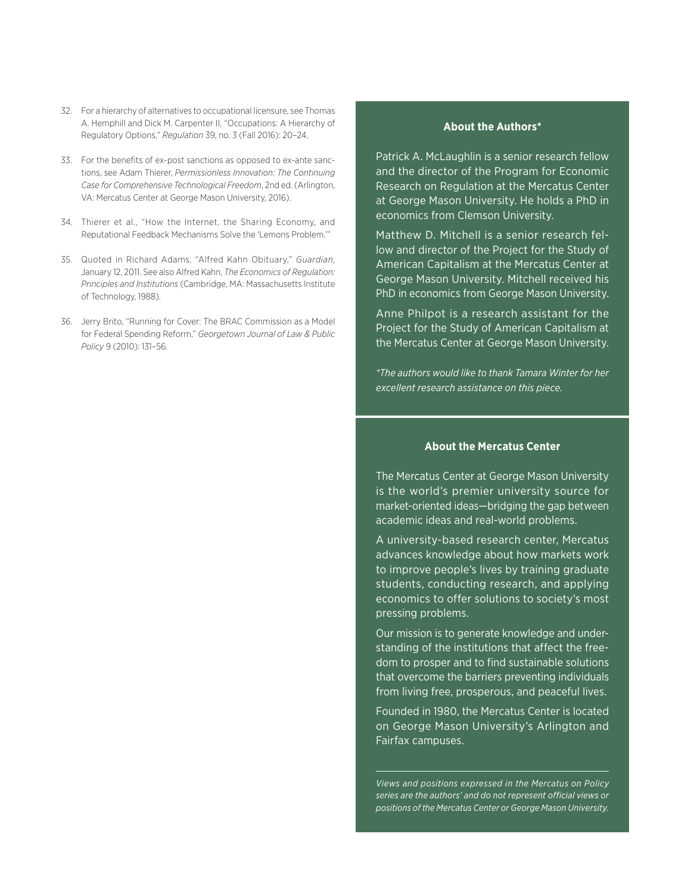32. For a hierarchy of alternatives to occupational licensure, see Thomas A. Hemphill and Dick M. Carpenter II, "Occupations: A Hierarchy of Regulatory Options," *Regulation* 39, no. 3 (Fall 2016): 20–24.

33. For the benefits of ex-post sanctions as opposed to ex-ante sanctions, see Adam Thierer, *Permissionless Innovation: The Continuing Case for Comprehensive Technological Freedom*, 2nd ed. (Arlington, VA: Mercatus Center at George Mason University, 2016).

34. Thierer et al., "How the Internet, the Sharing Economy, and Reputational Feedback Mechanisms Solve the 'Lemons Problem.'"

35. Quoted in Richard Adams, "Alfred Kahn Obituary," *Guardian*, January 12, 2011. See also Alfred Kahn, *The Economics of Regulation: Principles and Institutions* (Cambridge, MA: Massachusetts Institute of Technology, 1988).

36. Jerry Brito, "Running for Cover: The BRAC Commission as a Model for Federal Spending Reform," *Georgetown Journal of Law & Public Policy* 9 (2010): 131–56.

### About the Authors*

Patrick A. McLaughlin is a senior research fellow and the director of the Program for Economic Research on Regulation at the Mercatus Center at George Mason University. He holds a PhD in economics from Clemson University.

Matthew D. Mitchell is a senior research fellow and director of the Project for the Study of American Capitalism at the Mercatus Center at George Mason University. Mitchell received his PhD in economics from George Mason University.

Anne Philpot is a research assistant for the Project for the Study of American Capitalism at the Mercatus Center at George Mason University.

*\*The authors would like to thank Tamara Winter for her excellent research assistance on this piece.*

### About the Mercatus Center

The Mercatus Center at George Mason University is the world's premier university source for market-oriented ideas—bridging the gap between academic ideas and real-world problems.

A university-based research center, Mercatus advances knowledge about how markets work to improve people's lives by training graduate students, conducting research, and applying economics to offer solutions to society's most pressing problems.

Our mission is to generate knowledge and understanding of the institutions that affect the freedom to prosper and to find sustainable solutions that overcome the barriers preventing individuals from living free, prosperous, and peaceful lives.

Founded in 1980, the Mercatus Center is located on George Mason University's Arlington and Fairfax campuses.

---

*Views and positions expressed in the Mercatus on Policy series are the authors' and do not represent official views or positions of the Mercatus Center or George Mason University.*